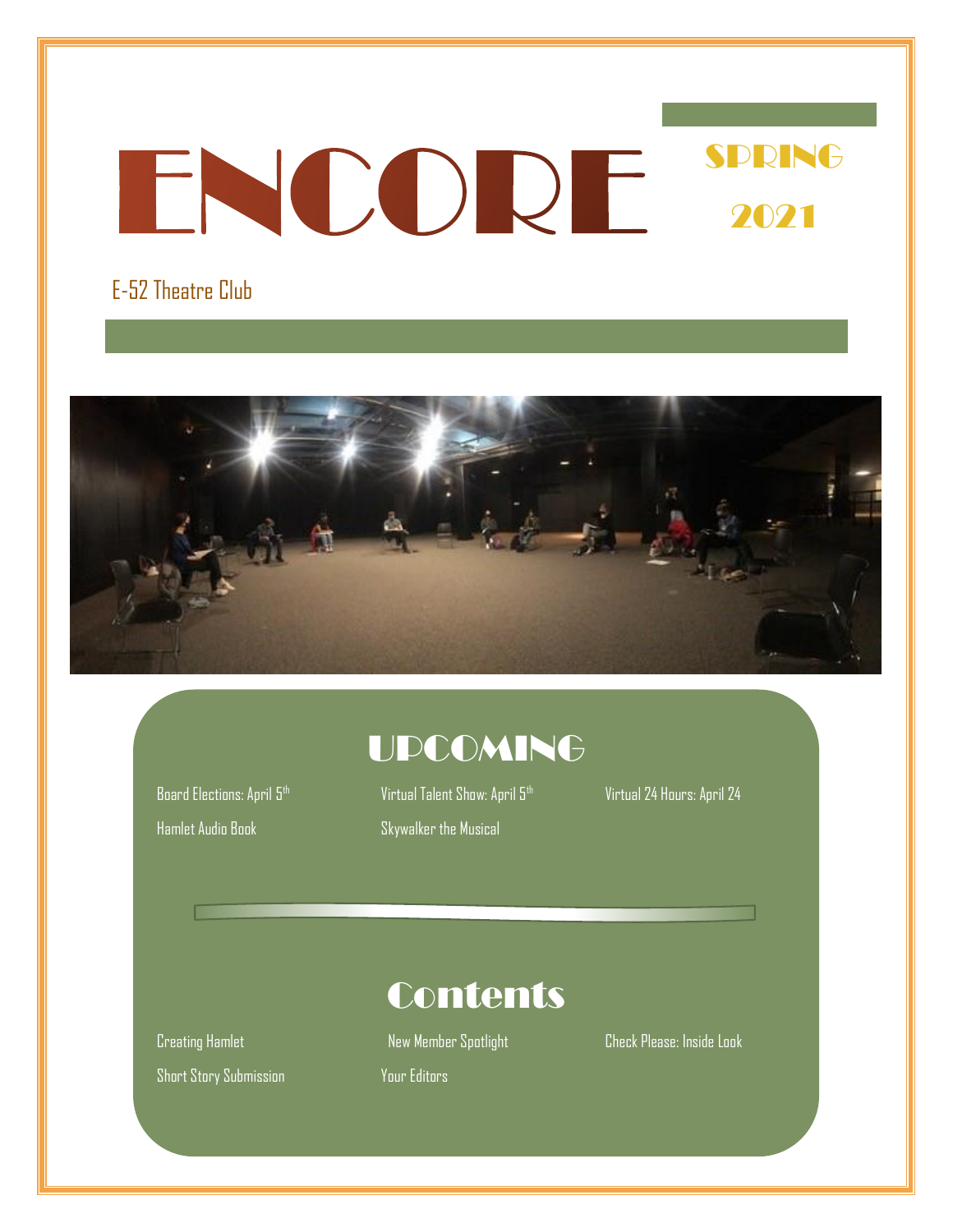# ENCORE

SPRING 2021

E-52 Theatre Club

## UPCOMING

Board Elections: April 5th

Hamlet Audio Book

Virtual Talent Show: April 5th

Skywalker the Musical

Virtual 24 Hours: April 24

## Contents

Creating Hamlet

Short Story Submission

New Member Spotlight

Your Editors

Check Please: Inside Look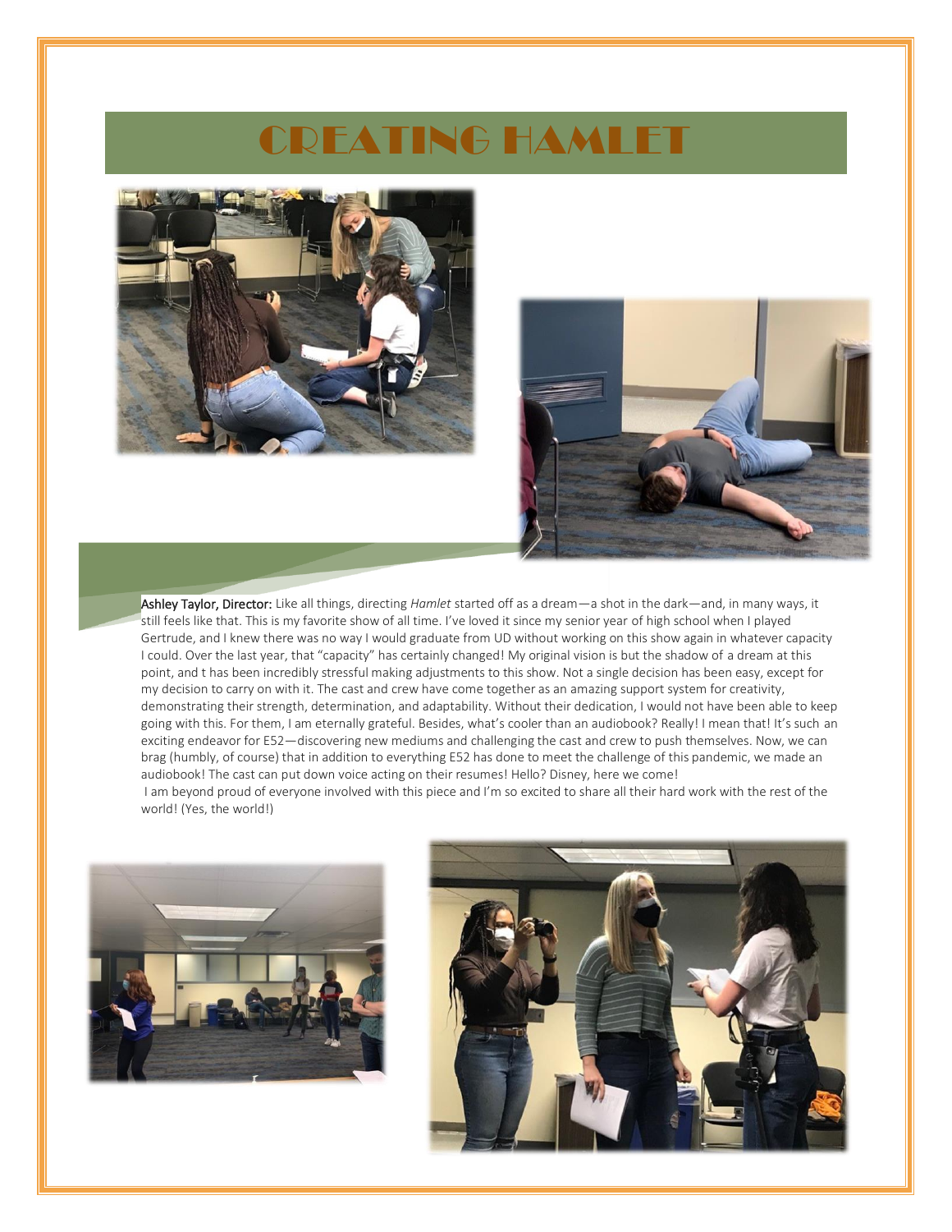# CREATING HAMLET

**Ashley Taylor, Director:** Like all things, directing *Hamlet* started off as a dream—a shot in the dark—and, in many ways, it still feels like that. This is my favorite show of all time. I've loved it since my senior year of high school when I played Gertrude, and I knew there was no way I would graduate from UD without working on this show again in whatever capacity I could. Over the last year, that "capacity" has certainly changed! My original vision is but the shadow of a dream at this point, and t has been incredibly stressful making adjustments to this show. Not a single decision has been easy, except for my decision to carry on with it. The cast and crew have come together as an amazing support system for creativity, demonstrating their strength, determination, and adaptability. Without their dedication, I would not have been able to keep going with this. For them, I am eternally grateful. Besides, what's cooler than an audiobook? Really! I mean that! It's such an exciting endeavor for E52—discovering new mediums and challenging the cast and crew to push themselves. Now, we can brag (humbly, of course) that in addition to everything E52 has done to meet the challenge of this pandemic, we made an audiobook! The cast can put down voice acting on their resumes! Hello? Disney, here we come!

I am beyond proud of everyone involved with this piece and I'm so excited to share all their hard work with the rest of the world! (Yes, the world!)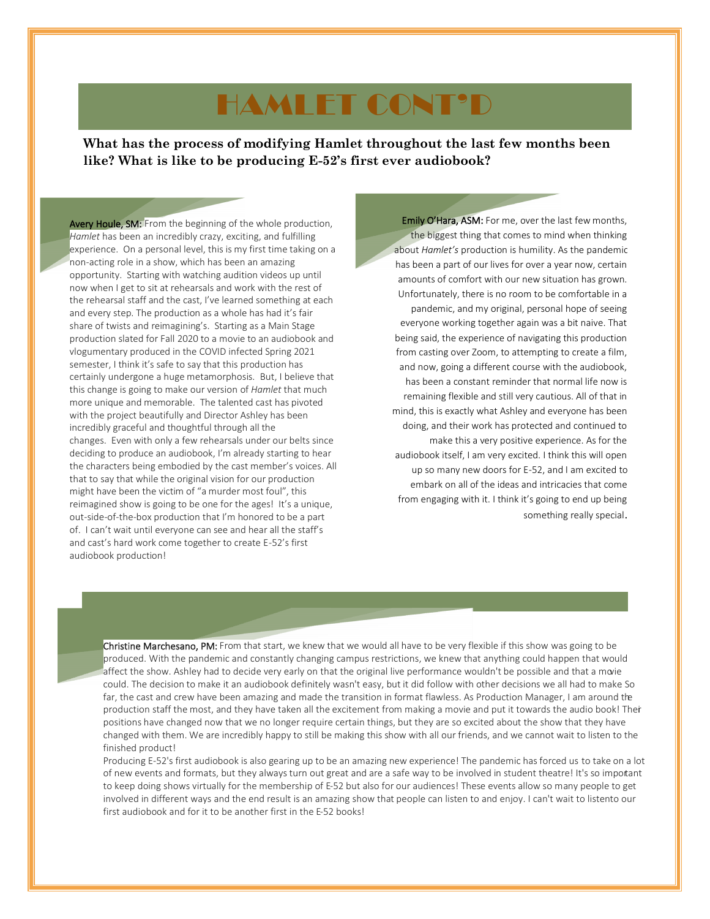# HAMLET CONT'D

**What has the process of modifying Hamlet throughout the last few months been like? What is like to be producing E-52's first ever audiobook?**

**Avery Houle, SM:** From the beginning of the whole production, *Hamlet* has been an incredibly crazy, exciting, and fulfilling experience. On a personal level, this is my first time taking on a non-acting role in a show, which has been an amazing opportunity. Starting with watching audition videos up until now when I get to sit at rehearsals and work with the rest of the rehearsal staff and the cast, I've learned something at each and every step. The production as a whole has had it's fair share of twists and reimagining's. Starting as a Main Stage production slated for Fall 2020 to a movie to an audiobook and vlogumentary produced in the COVID infected Spring 2021 semester, I think it's safe to say that this production has certainly undergone a huge metamorphosis. But, I believe that this change is going to make our version of *Hamlet* that much more unique and memorable. The talented cast has pivoted with the project beautifully and Director Ashley has been incredibly graceful and thoughtful through all the changes. Even with only a few rehearsals under our belts since deciding to produce an audiobook, I'm already starting to hear the characters being embodied by the cast member's voices. All that to say that while the original vision for our production might have been the victim of "a murder most foul", this reimagined show is going to be one for the ages! It's a unique, out-side-of-the-box production that I'm honored to be a part of. I can't wait until everyone can see and hear all the staff's and cast's hard work come together to create E-52's first audiobook production!

**Emily O'Hara, ASM:** For me, over the last few months, the biggest thing that comes to mind when thinking about *Hamlet's* production is humility. As the pandemic has been a part of our lives for over a year now, certain amounts of comfort with our new situation has grown. Unfortunately, there is no room to be comfortable in a pandemic, and my original, personal hope of seeing everyone working together again was a bit naive. That being said, the experience of navigating this production from casting over Zoom, to attempting to create a film, and now, going a different course with the audiobook, has been a constant reminder that normal life now is remaining flexible and still very cautious. All of that in mind, this is exactly what Ashley and everyone has been doing, and their work has protected and continued to make this a very positive experience. As for the audiobook itself, I am very excited. I think this will open up so many new doors for E-52, and I am excited to embark on all of the ideas and intricacies that come from engaging with it. I think it's going to end up being something really special.

**Christine Marchesano, PM:** From that start, we knew that we would all have to be very flexible if this show was going to be produced. With the pandemic and constantly changing campus restrictions, we knew that anything could happen that would affect the show. Ashley had to decide very early on that the original live performance wouldn't be possible and that a movie could. The decision to make it an audiobook definitely wasn't easy, but it did follow with other decisions we all had to make So far, the cast and crew have been amazing and made the transition in format flawless. As Production Manager, I am around the production staff the most, and they have taken all the excitement from making a movie and put it towards the audio book! Their positions have changed now that we no longer require certain things, but they are so excited about the show that they have changed with them. We are incredibly happy to still be making this show with all our friends, and we cannot wait to listen to the finished product!

Producing E-52's first audiobook is also gearing up to be an amazing new experience! The pandemic has forced us to take on a lot of new events and formats, but they always turn out great and are a safe way to be involved in student theatre! It's so important to keep doing shows virtually for the membership of E-52 but also for our audiences! These events allow so many people to get involved in different ways and the end result is an amazing show that people can listen to and enjoy. I can't wait to listento our first audiobook and for it to be another first in the E-52 books!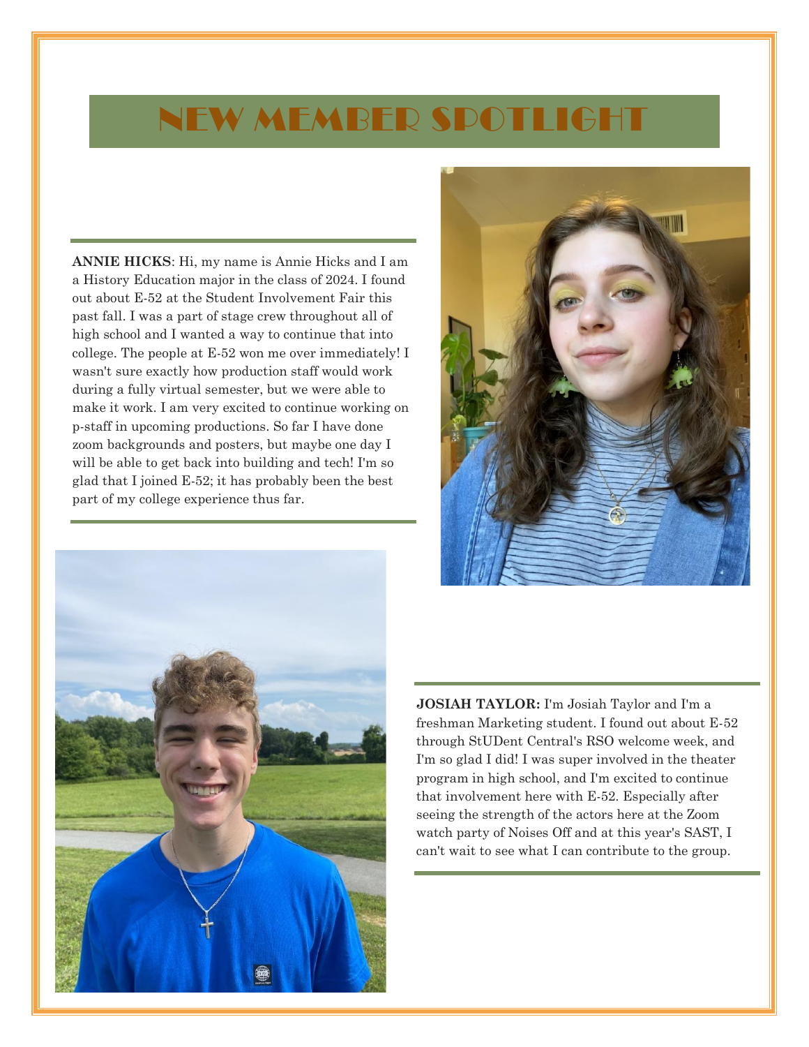# NEW MEMBER SPOTLIGHT

**ANNIE HICKS**: Hi, my name is Annie Hicks and I am a History Education major in the class of 2024. I found out about E-52 at the Student Involvement Fair this past fall. I was a part of stage crew throughout all of high school and I wanted a way to continue that into college. The people at E-52 won me over immediately! I wasn't sure exactly how production staff would work during a fully virtual semester, but we were able to make it work. I am very excited to continue working on p-staff in upcoming productions. So far I have done zoom backgrounds and posters, but maybe one day I will be able to get back into building and tech! I'm so glad that I joined E-52; it has probably been the best part of my college experience thus far.

**JOSIAH TAYLOR:** I'm Josiah Taylor and I'm a freshman Marketing student. I found out about E-52 through StUDent Central's RSO welcome week, and I'm so glad I did! I was super involved in the theater program in high school, and I'm excited to continue that involvement here with E-52. Especially after seeing the strength of the actors here at the Zoom watch party of Noises Off and at this year's SAST, I can't wait to see what I can contribute to the group.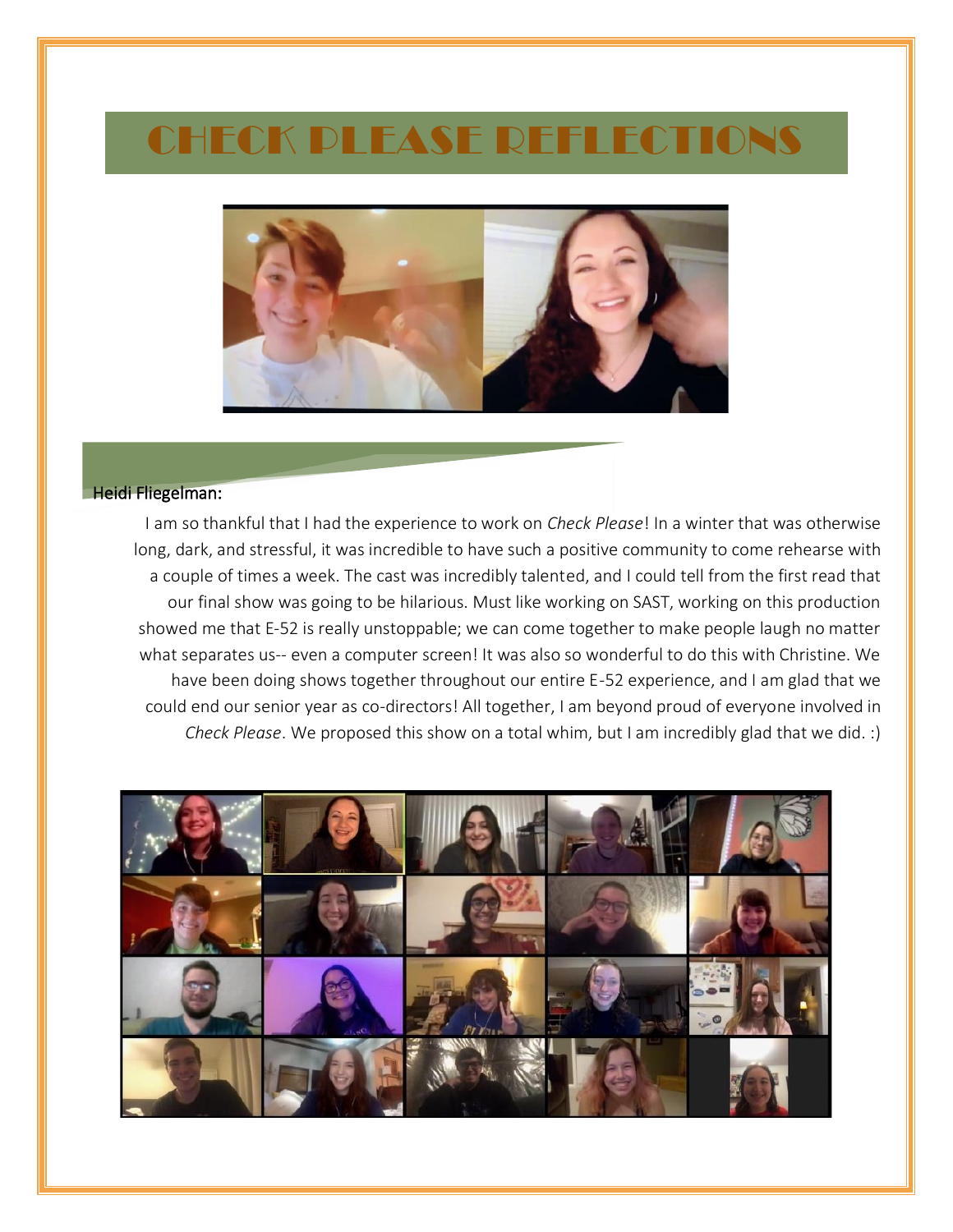# CHECK PLEASE REFLECTIONS

**Heidi Fliegelman:**

I am so thankful that I had the experience to work on *Check Please*! In a winter that was otherwise long, dark, and stressful, it was incredible to have such a positive community to come rehearse with a couple of times a week. The cast was incredibly talented, and I could tell from the first read that our final show was going to be hilarious. Must like working on SAST, working on this production showed me that E-52 is really unstoppable; we can come together to make people laugh no matter what separates us-- even a computer screen! It was also so wonderful to do this with Christine. We have been doing shows together throughout our entire E-52 experience, and I am glad that we could end our senior year as co-directors! All together, I am beyond proud of everyone involved in *Check Please*. We proposed this show on a total whim, but I am incredibly glad that we did. :)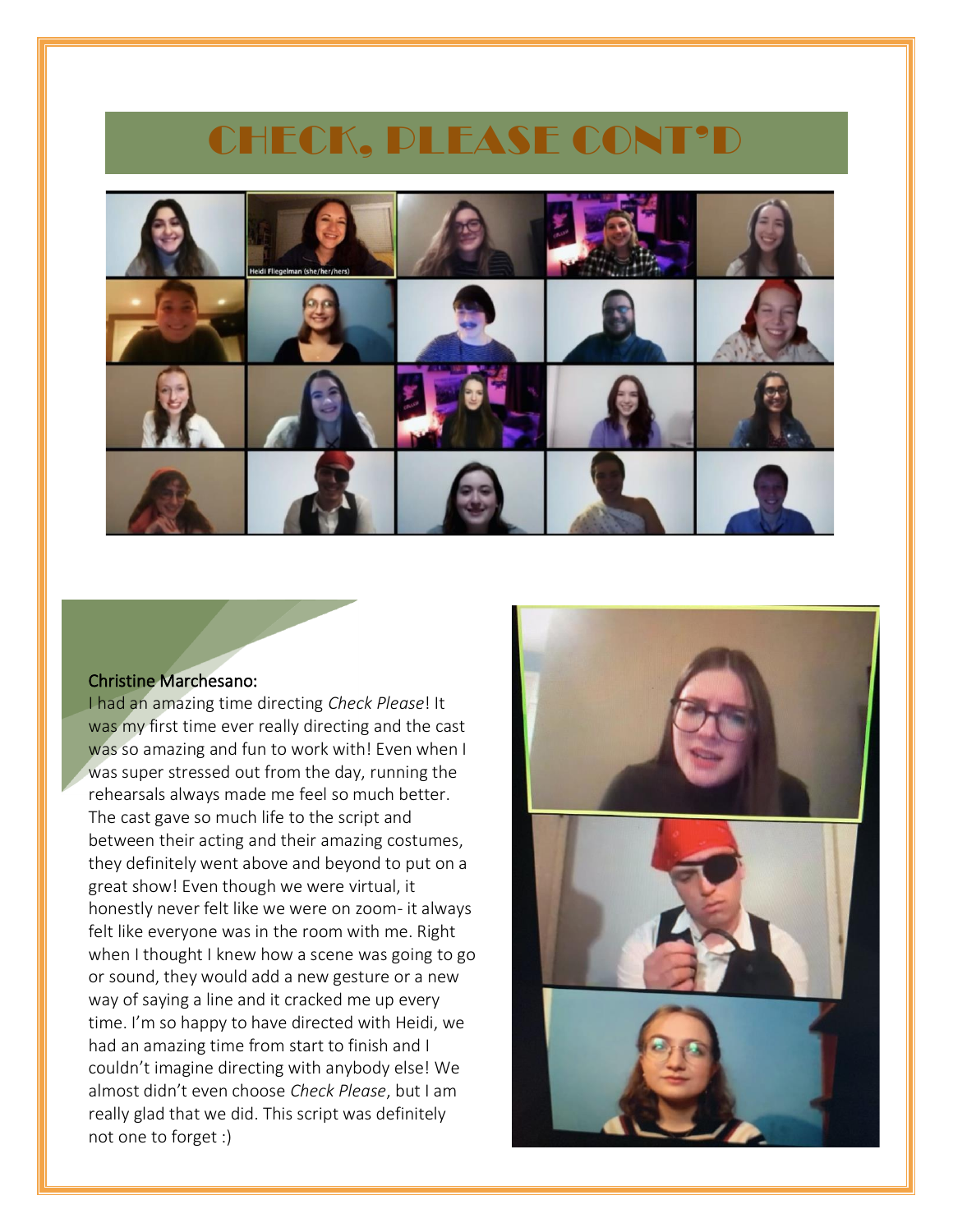# CHECK, PLEASE CONT'D

Christine Marchesano:

I had an amazing time directing *Check Please*! It was my first time ever really directing and the cast was so amazing and fun to work with! Even when I was super stressed out from the day, running the rehearsals always made me feel so much better. The cast gave so much life to the script and between their acting and their amazing costumes, they definitely went above and beyond to put on a great show! Even though we were virtual, it honestly never felt like we were on zoom- it always felt like everyone was in the room with me. Right when I thought I knew how a scene was going to go or sound, they would add a new gesture or a new way of saying a line and it cracked me up every time. I'm so happy to have directed with Heidi, we had an amazing time from start to finish and I couldn't imagine directing with anybody else! We almost didn't even choose *Check Please*, but I am really glad that we did. This script was definitely not one to forget :)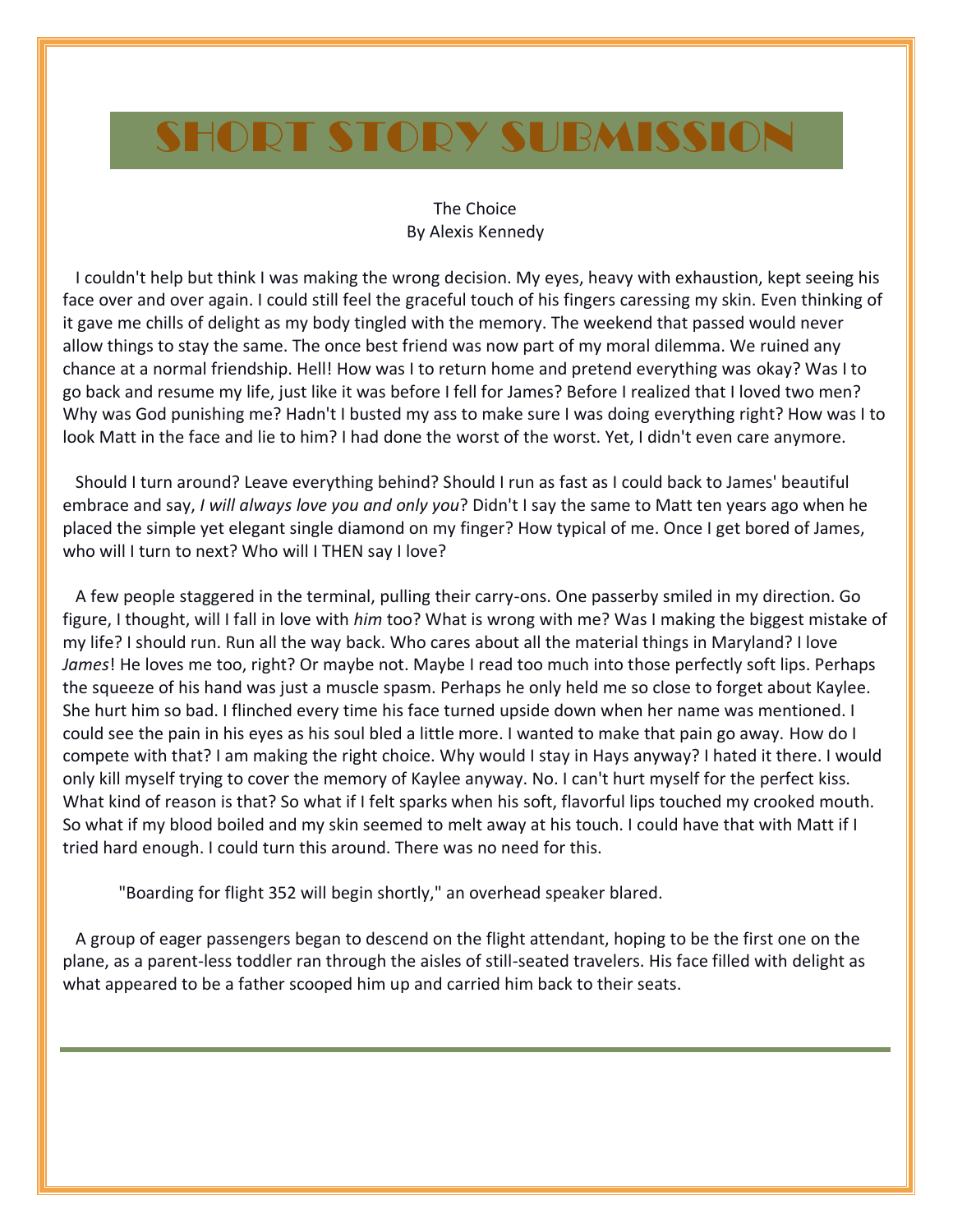# SHORT STORY SUBMISSION

The Choice
By Alexis Kennedy

I couldn't help but think I was making the wrong decision. My eyes, heavy with exhaustion, kept seeing his face over and over again. I could still feel the graceful touch of his fingers caressing my skin. Even thinking of it gave me chills of delight as my body tingled with the memory. The weekend that passed would never allow things to stay the same. The once best friend was now part of my moral dilemma. We ruined any chance at a normal friendship. Hell! How was I to return home and pretend everything was okay? Was I to go back and resume my life, just like it was before I fell for James? Before I realized that I loved two men? Why was God punishing me? Hadn't I busted my ass to make sure I was doing everything right? How was I to look Matt in the face and lie to him? I had done the worst of the worst. Yet, I didn't even care anymore.

Should I turn around? Leave everything behind? Should I run as fast as I could back to James' beautiful embrace and say, *I will always love you and only you*? Didn't I say the same to Matt ten years ago when he placed the simple yet elegant single diamond on my finger? How typical of me. Once I get bored of James, who will I turn to next? Who will I THEN say I love?

A few people staggered in the terminal, pulling their carry-ons. One passerby smiled in my direction. Go figure, I thought, will I fall in love with *him* too? What is wrong with me? Was I making the biggest mistake of my life? I should run. Run all the way back. Who cares about all the material things in Maryland? I love *James*! He loves me too, right? Or maybe not. Maybe I read too much into those perfectly soft lips. Perhaps the squeeze of his hand was just a muscle spasm. Perhaps he only held me so close to forget about Kaylee. She hurt him so bad. I flinched every time his face turned upside down when her name was mentioned. I could see the pain in his eyes as his soul bled a little more. I wanted to make that pain go away. How do I compete with that? I am making the right choice. Why would I stay in Hays anyway? I hated it there. I would only kill myself trying to cover the memory of Kaylee anyway. No. I can't hurt myself for the perfect kiss. What kind of reason is that? So what if I felt sparks when his soft, flavorful lips touched my crooked mouth. So what if my blood boiled and my skin seemed to melt away at his touch. I could have that with Matt if I tried hard enough. I could turn this around. There was no need for this.

"Boarding for flight 352 will begin shortly," an overhead speaker blared.

A group of eager passengers began to descend on the flight attendant, hoping to be the first one on the plane, as a parent-less toddler ran through the aisles of still-seated travelers. His face filled with delight as what appeared to be a father scooped him up and carried him back to their seats.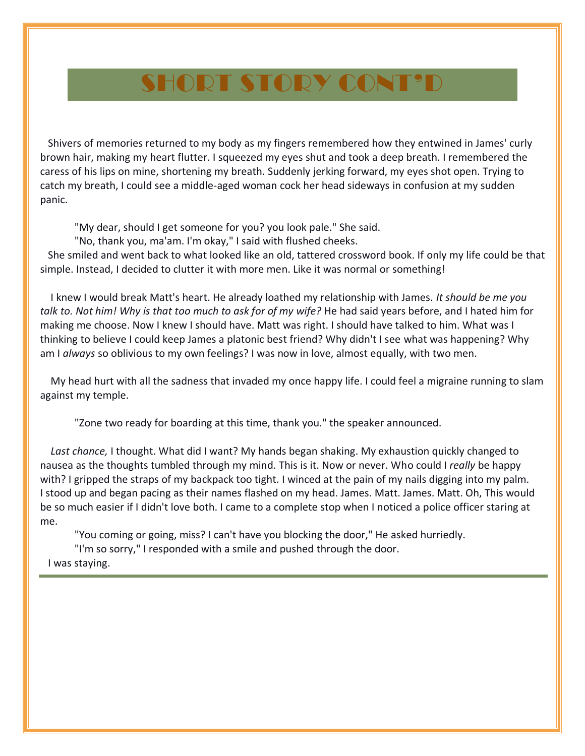# SHORT STORY CONT'D

Shivers of memories returned to my body as my fingers remembered how they entwined in James' curly brown hair, making my heart flutter. I squeezed my eyes shut and took a deep breath. I remembered the caress of his lips on mine, shortening my breath. Suddenly jerking forward, my eyes shot open. Trying to catch my breath, I could see a middle-aged woman cock her head sideways in confusion at my sudden panic.

"My dear, should I get someone for you? you look pale." She said.

"No, thank you, ma'am. I'm okay," I said with flushed cheeks.

She smiled and went back to what looked like an old, tattered crossword book. If only my life could be that simple. Instead, I decided to clutter it with more men. Like it was normal or something!

I knew I would break Matt's heart. He already loathed my relationship with James. *It should be me you talk to. Not him! Why is that too much to ask for of my wife?* He had said years before, and I hated him for making me choose. Now I knew I should have. Matt was right. I should have talked to him. What was I thinking to believe I could keep James a platonic best friend? Why didn't I see what was happening? Why am I *always* so oblivious to my own feelings? I was now in love, almost equally, with two men.

My head hurt with all the sadness that invaded my once happy life. I could feel a migraine running to slam against my temple.

"Zone two ready for boarding at this time, thank you." the speaker announced.

*Last chance,* I thought. What did I want? My hands began shaking. My exhaustion quickly changed to nausea as the thoughts tumbled through my mind. This is it. Now or never. Who could I *really* be happy with? I gripped the straps of my backpack too tight. I winced at the pain of my nails digging into my palm. I stood up and began pacing as their names flashed on my head. James. Matt. James. Matt. Oh, This would be so much easier if I didn't love both. I came to a complete stop when I noticed a police officer staring at me.

"You coming or going, miss? I can't have you blocking the door," He asked hurriedly.

"I'm so sorry," I responded with a smile and pushed through the door.

I was staying.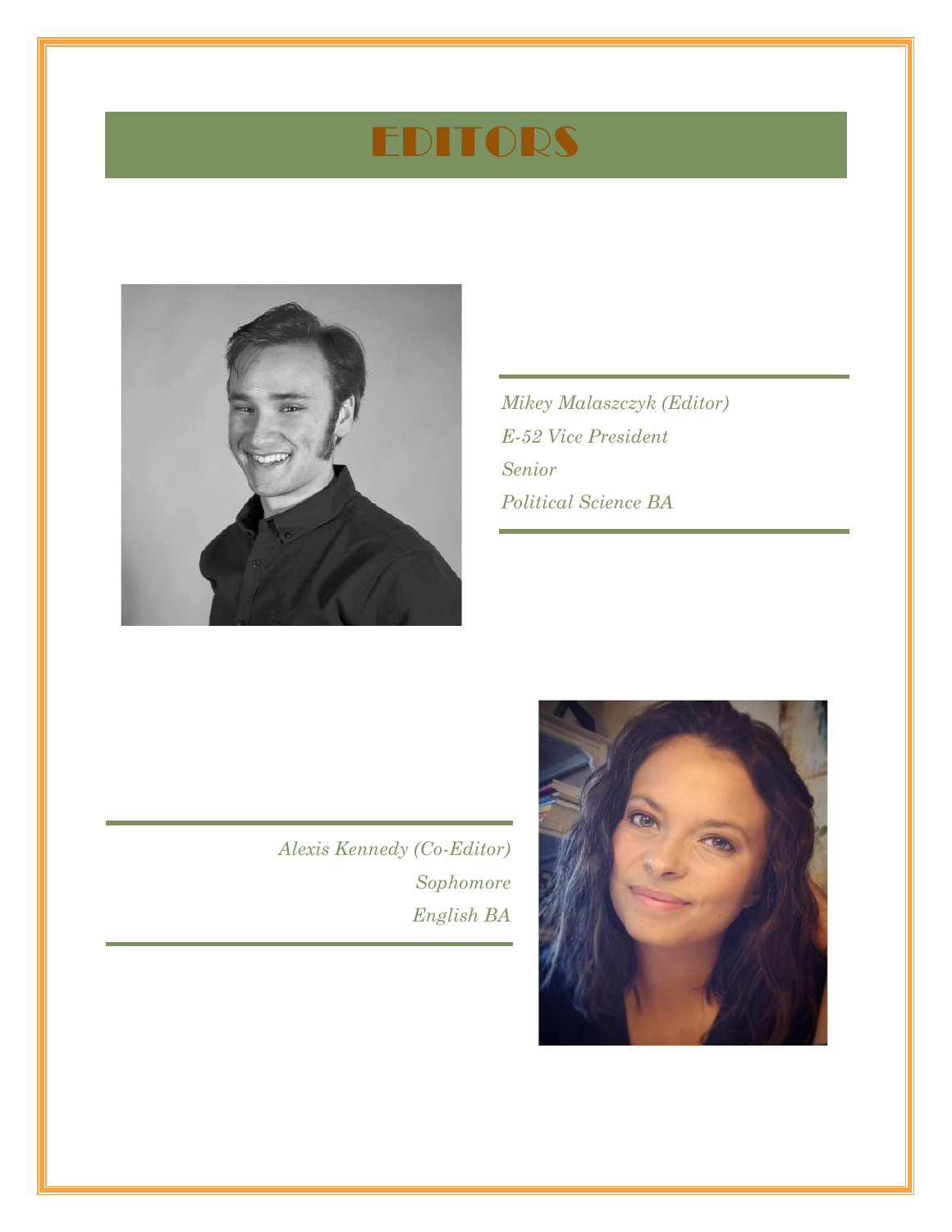# EDITORS

*Mikey Malaszczyk (Editor)*
*E-52 Vice President*
*Senior*
*Political Science BA*

*Alexis Kennedy (Co-Editor)*
*Sophomore*
*English BA*